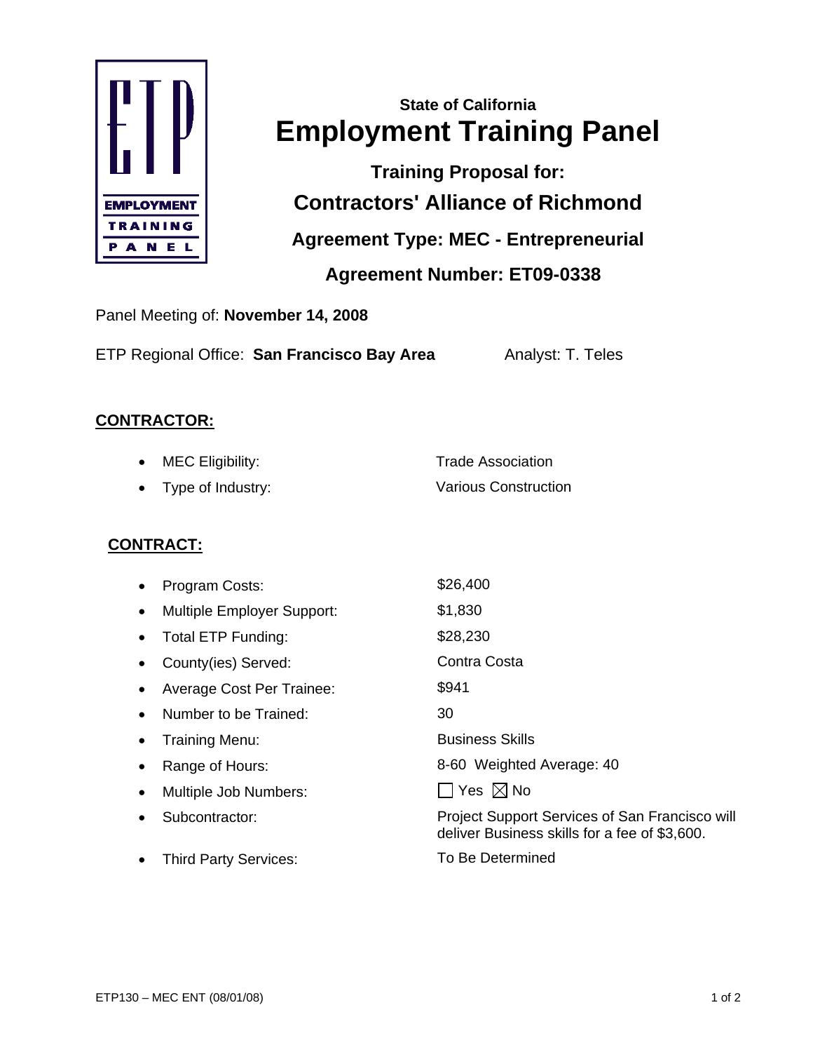# State of California
# Employment Training Panel

## Training Proposal for:

## Contractors' Alliance of Richmond

## Agreement Type: MEC - Entrepreneurial

## Agreement Number: ET09-0338

Panel Meeting of: **November 14, 2008**

ETP Regional Office: **San Francisco Bay Area** Analyst: T. Teles

### CONTRACTOR:

- MEC Eligibility: Trade Association
- Type of Industry: Various Construction

### CONTRACT:

- Program Costs: $26,400
- Multiple Employer Support: $1,830
- Total ETP Funding: $28,230
- County(ies) Served: Contra Costa
- Average Cost Per Trainee: $941
- Number to be Trained: 30
- Training Menu: Business Skills
- Range of Hours: 8-60 Weighted Average: 40
- Multiple Job Numbers: ☐ Yes ☒ No
- Subcontractor: Project Support Services of San Francisco will deliver Business skills for a fee of $3,600.
- Third Party Services: To Be Determined

ETP130 – MEC ENT (08/01/08)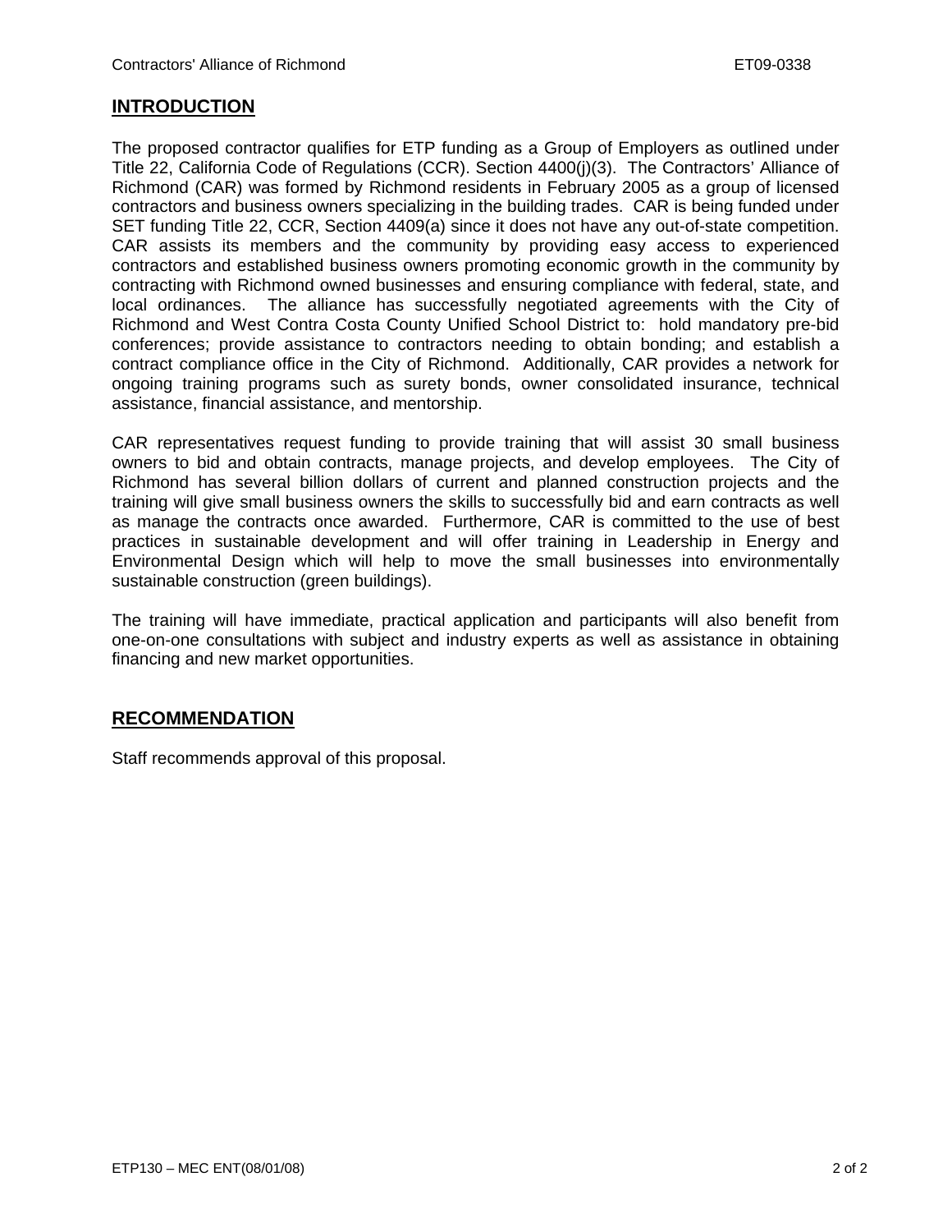## INTRODUCTION

The proposed contractor qualifies for ETP funding as a Group of Employers as outlined under Title 22, California Code of Regulations (CCR). Section 4400(j)(3). The Contractors' Alliance of Richmond (CAR) was formed by Richmond residents in February 2005 as a group of licensed contractors and business owners specializing in the building trades. CAR is being funded under SET funding Title 22, CCR, Section 4409(a) since it does not have any out-of-state competition. CAR assists its members and the community by providing easy access to experienced contractors and established business owners promoting economic growth in the community by contracting with Richmond owned businesses and ensuring compliance with federal, state, and local ordinances. The alliance has successfully negotiated agreements with the City of Richmond and West Contra Costa County Unified School District to: hold mandatory pre-bid conferences; provide assistance to contractors needing to obtain bonding; and establish a contract compliance office in the City of Richmond. Additionally, CAR provides a network for ongoing training programs such as surety bonds, owner consolidated insurance, technical assistance, financial assistance, and mentorship.

CAR representatives request funding to provide training that will assist 30 small business owners to bid and obtain contracts, manage projects, and develop employees. The City of Richmond has several billion dollars of current and planned construction projects and the training will give small business owners the skills to successfully bid and earn contracts as well as manage the contracts once awarded. Furthermore, CAR is committed to the use of best practices in sustainable development and will offer training in Leadership in Energy and Environmental Design which will help to move the small businesses into environmentally sustainable construction (green buildings).

The training will have immediate, practical application and participants will also benefit from one-on-one consultations with subject and industry experts as well as assistance in obtaining financing and new market opportunities.

## RECOMMENDATION

Staff recommends approval of this proposal.